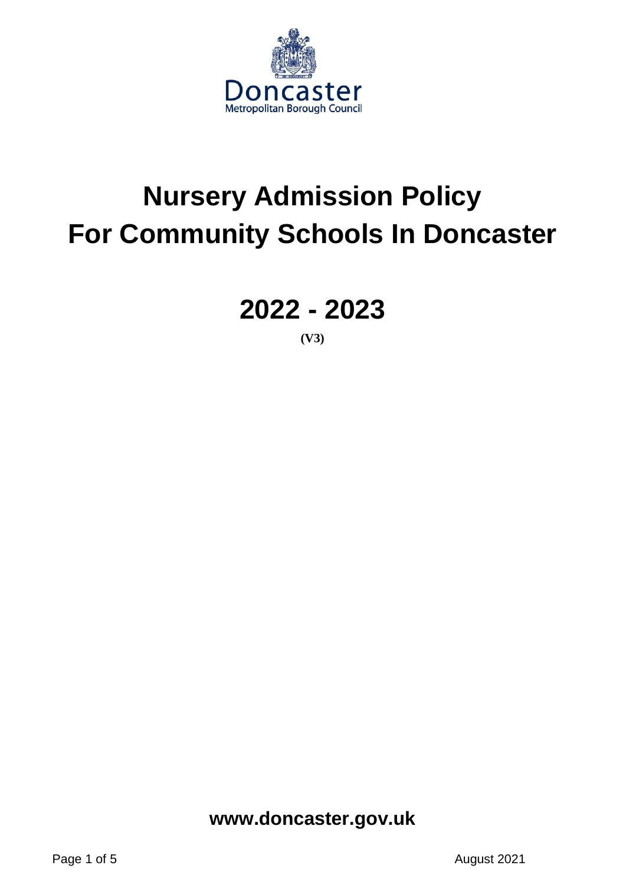Doncaster
Metropolitan Borough Council

# Nursery Admission Policy For Community Schools In Doncaster

# 2022 - 2023

**(V3)**

**www.doncaster.gov.uk**

August 2021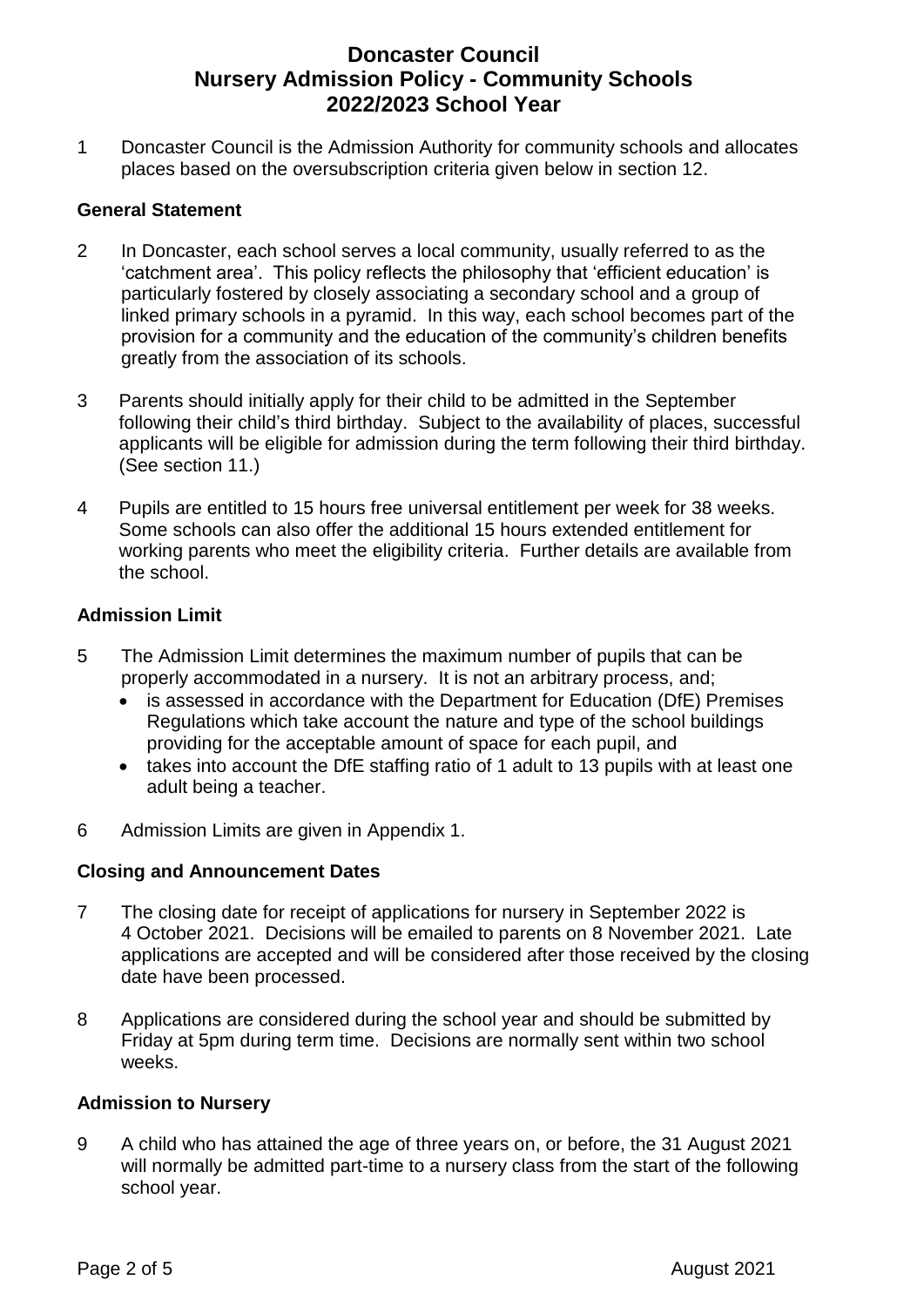# Doncaster Council
# Nursery Admission Policy - Community Schools
# 2022/2023 School Year

1 Doncaster Council is the Admission Authority for community schools and allocates places based on the oversubscription criteria given below in section 12.

## General Statement

2 In Doncaster, each school serves a local community, usually referred to as the 'catchment area'. This policy reflects the philosophy that 'efficient education' is particularly fostered by closely associating a secondary school and a group of linked primary schools in a pyramid. In this way, each school becomes part of the provision for a community and the education of the community's children benefits greatly from the association of its schools.

3 Parents should initially apply for their child to be admitted in the September following their child's third birthday. Subject to the availability of places, successful applicants will be eligible for admission during the term following their third birthday. (See section 11.)

4 Pupils are entitled to 15 hours free universal entitlement per week for 38 weeks. Some schools can also offer the additional 15 hours extended entitlement for working parents who meet the eligibility criteria. Further details are available from the school.

## Admission Limit

5 The Admission Limit determines the maximum number of pupils that can be properly accommodated in a nursery. It is not an arbitrary process, and;

- is assessed in accordance with the Department for Education (DfE) Premises Regulations which take account the nature and type of the school buildings providing for the acceptable amount of space for each pupil, and
- takes into account the DfE staffing ratio of 1 adult to 13 pupils with at least one adult being a teacher.

6 Admission Limits are given in Appendix 1.

## Closing and Announcement Dates

7 The closing date for receipt of applications for nursery in September 2022 is 4 October 2021. Decisions will be emailed to parents on 8 November 2021. Late applications are accepted and will be considered after those received by the closing date have been processed.

8 Applications are considered during the school year and should be submitted by Friday at 5pm during term time. Decisions are normally sent within two school weeks.

## Admission to Nursery

9 A child who has attained the age of three years on, or before, the 31 August 2021 will normally be admitted part-time to a nursery class from the start of the following school year.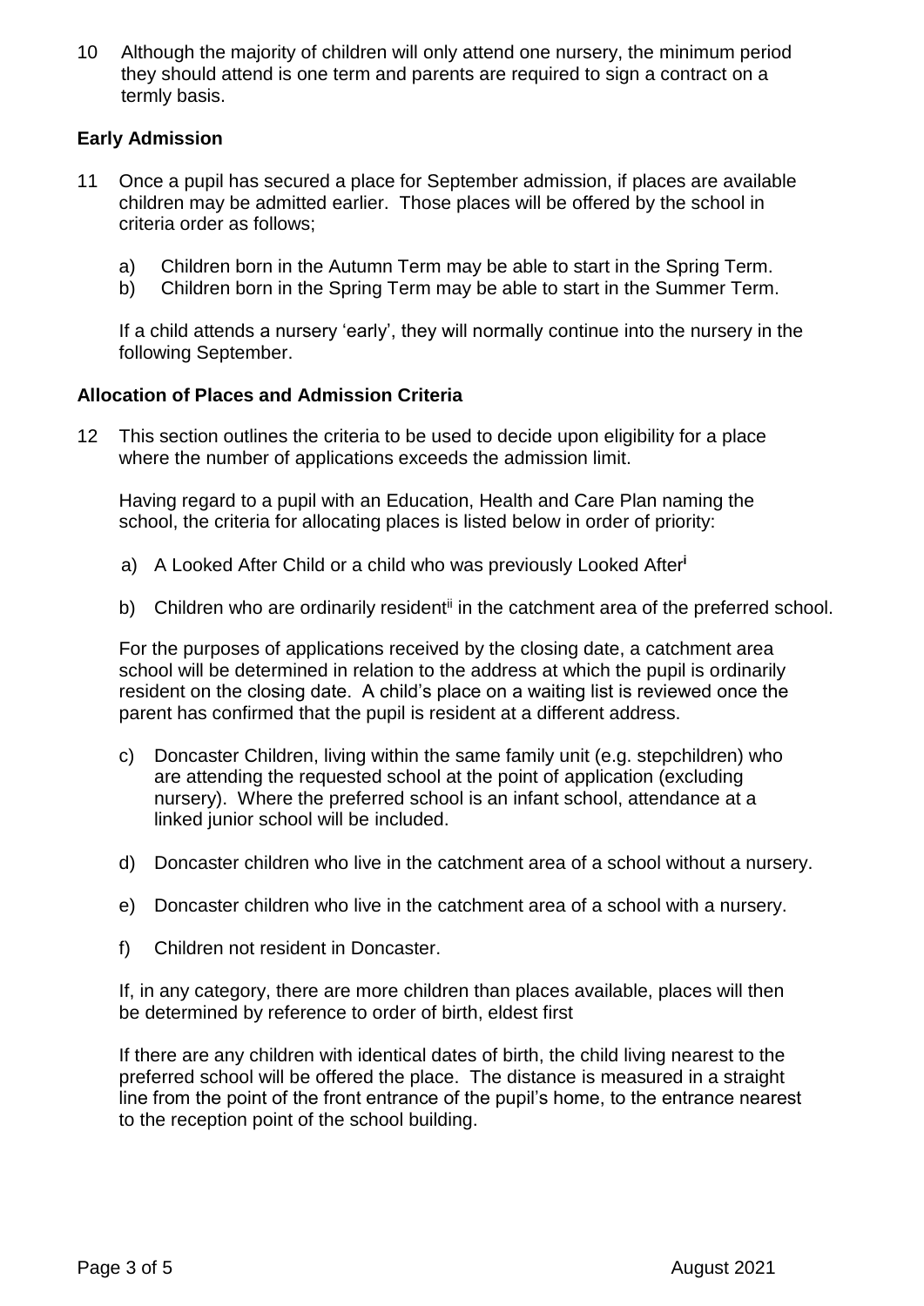10 Although the majority of children will only attend one nursery, the minimum period they should attend is one term and parents are required to sign a contract on a termly basis.

### Early Admission

11 Once a pupil has secured a place for September admission, if places are available children may be admitted earlier. Those places will be offered by the school in criteria order as follows;

a) Children born in the Autumn Term may be able to start in the Spring Term.
b) Children born in the Spring Term may be able to start in the Summer Term.

If a child attends a nursery 'early', they will normally continue into the nursery in the following September.

### Allocation of Places and Admission Criteria

12 This section outlines the criteria to be used to decide upon eligibility for a place where the number of applications exceeds the admission limit.

Having regard to a pupil with an Education, Health and Care Plan naming the school, the criteria for allocating places is listed below in order of priority:

a) A Looked After Child or a child who was previously Looked After[i]

b) Children who are ordinarily resident[ii] in the catchment area of the preferred school.

For the purposes of applications received by the closing date, a catchment area school will be determined in relation to the address at which the pupil is ordinarily resident on the closing date. A child's place on a waiting list is reviewed once the parent has confirmed that the pupil is resident at a different address.

c) Doncaster Children, living within the same family unit (e.g. stepchildren) who are attending the requested school at the point of application (excluding nursery). Where the preferred school is an infant school, attendance at a linked junior school will be included.

d) Doncaster children who live in the catchment area of a school without a nursery.

e) Doncaster children who live in the catchment area of a school with a nursery.

f) Children not resident in Doncaster.

If, in any category, there are more children than places available, places will then be determined by reference to order of birth, eldest first

If there are any children with identical dates of birth, the child living nearest to the preferred school will be offered the place. The distance is measured in a straight line from the point of the front entrance of the pupil's home, to the entrance nearest to the reception point of the school building.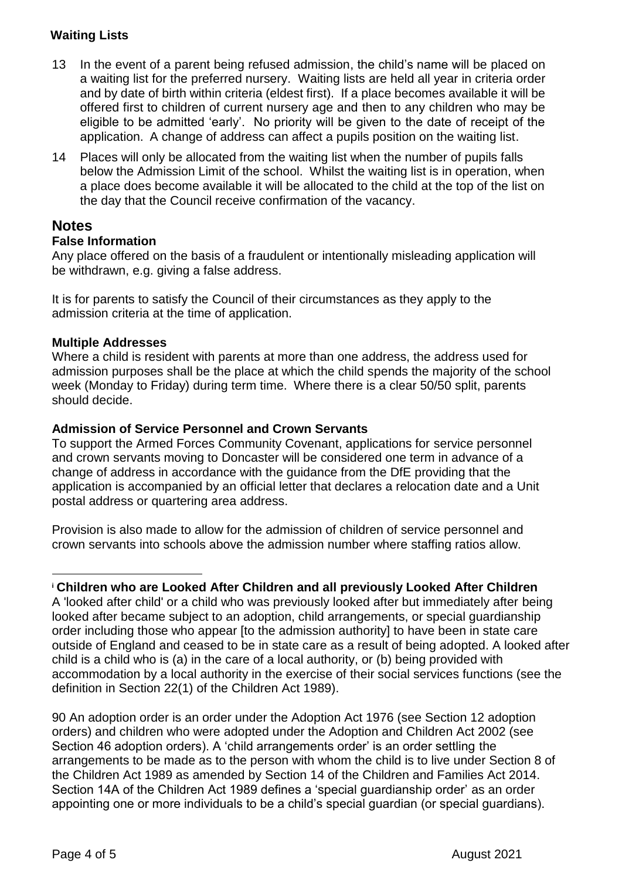**Waiting Lists**

13 In the event of a parent being refused admission, the child's name will be placed on a waiting list for the preferred nursery. Waiting lists are held all year in criteria order and by date of birth within criteria (eldest first). If a place becomes available it will be offered first to children of current nursery age and then to any children who may be eligible to be admitted 'early'. No priority will be given to the date of receipt of the application. A change of address can affect a pupils position on the waiting list.

14 Places will only be allocated from the waiting list when the number of pupils falls below the Admission Limit of the school. Whilst the waiting list is in operation, when a place does become available it will be allocated to the child at the top of the list on the day that the Council receive confirmation of the vacancy.

## Notes

**False Information**

Any place offered on the basis of a fraudulent or intentionally misleading application will be withdrawn, e.g. giving a false address.

It is for parents to satisfy the Council of their circumstances as they apply to the admission criteria at the time of application.

**Multiple Addresses**

Where a child is resident with parents at more than one address, the address used for admission purposes shall be the place at which the child spends the majority of the school week (Monday to Friday) during term time. Where there is a clear 50/50 split, parents should decide.

**Admission of Service Personnel and Crown Servants**

To support the Armed Forces Community Covenant, applications for service personnel and crown servants moving to Doncaster will be considered one term in advance of a change of address in accordance with the guidance from the DfE providing that the application is accompanied by an official letter that declares a relocation date and a Unit postal address or quartering area address.

Provision is also made to allow for the admission of children of service personnel and crown servants into schools above the admission number where staffing ratios allow.

---

[i] **Children who are Looked After Children and all previously Looked After Children**

A 'looked after child' or a child who was previously looked after but immediately after being looked after became subject to an adoption, child arrangements, or special guardianship order including those who appear [to the admission authority] to have been in state care outside of England and ceased to be in state care as a result of being adopted. A looked after child is a child who is (a) in the care of a local authority, or (b) being provided with accommodation by a local authority in the exercise of their social services functions (see the definition in Section 22(1) of the Children Act 1989).

90 An adoption order is an order under the Adoption Act 1976 (see Section 12 adoption orders) and children who were adopted under the Adoption and Children Act 2002 (see Section 46 adoption orders). A 'child arrangements order' is an order settling the arrangements to be made as to the person with whom the child is to live under Section 8 of the Children Act 1989 as amended by Section 14 of the Children and Families Act 2014. Section 14A of the Children Act 1989 defines a 'special guardianship order' as an order appointing one or more individuals to be a child's special guardian (or special guardians).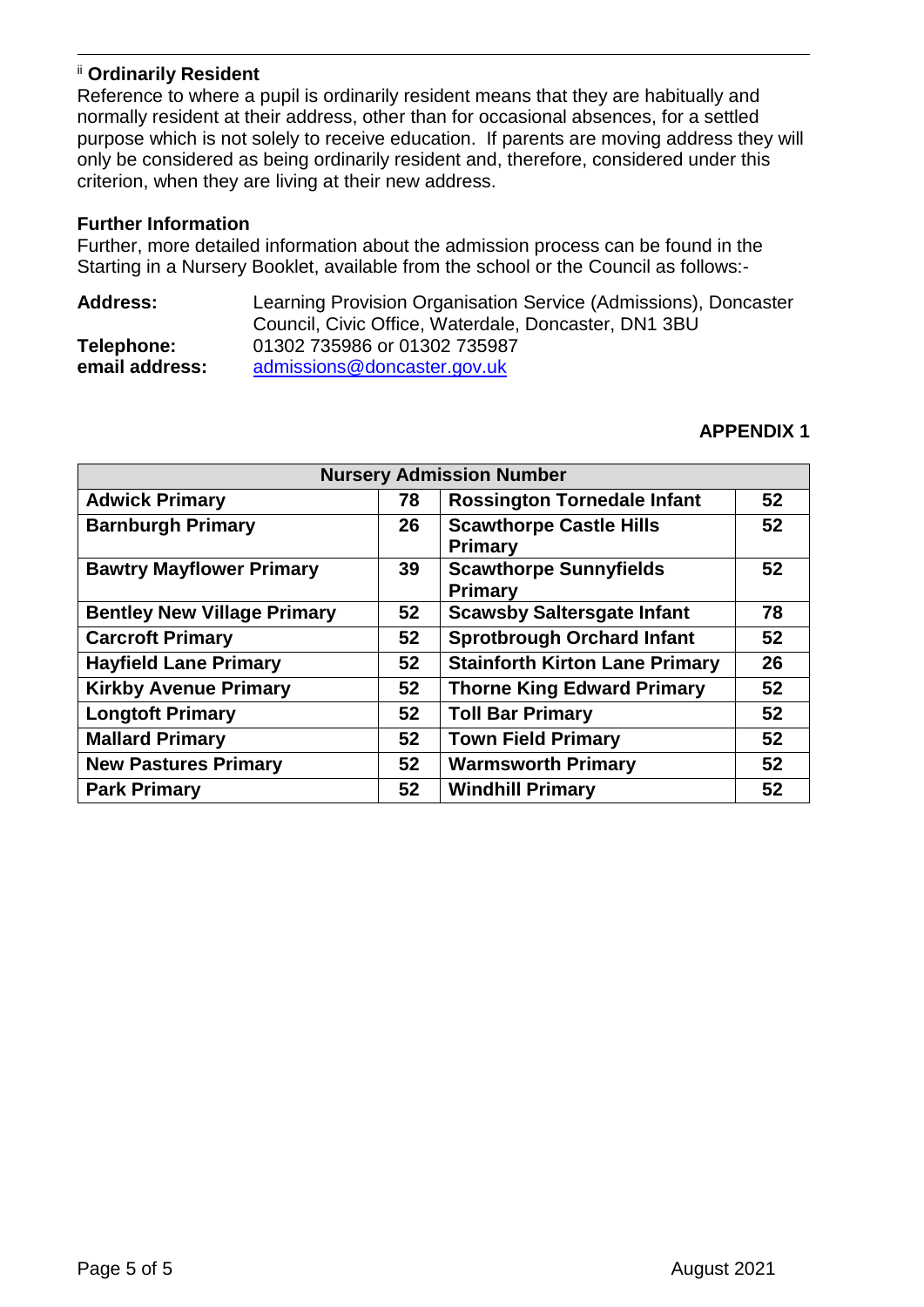[ii] **Ordinarily Resident**
Reference to where a pupil is ordinarily resident means that they are habitually and normally resident at their address, other than for occasional absences, for a settled purpose which is not solely to receive education. If parents are moving address they will only be considered as being ordinarily resident and, therefore, considered under this criterion, when they are living at their new address.

**Further Information**
Further, more detailed information about the admission process can be found in the Starting in a Nursery Booklet, available from the school or the Council as follows:-

**Address:** Learning Provision Organisation Service (Admissions), Doncaster Council, Civic Office, Waterdale, Doncaster, DN1 3BU
**Telephone:** 01302 735986 or 01302 735987
**email address:** admissions@doncaster.gov.uk

**APPENDIX 1**

| Nursery Admission Number | | | |
|---|---|---|---|
| **Adwick Primary** | **78** | **Rossington Tornedale Infant** | **52** |
| **Barnburgh Primary** | **26** | **Scawthorpe Castle Hills Primary** | **52** |
| **Bawtry Mayflower Primary** | **39** | **Scawthorpe Sunnyfields Primary** | **52** |
| **Bentley New Village Primary** | **52** | **Scawsby Saltersgate Infant** | **78** |
| **Carcroft Primary** | **52** | **Sprotbrough Orchard Infant** | **52** |
| **Hayfield Lane Primary** | **52** | **Stainforth Kirton Lane Primary** | **26** |
| **Kirkby Avenue Primary** | **52** | **Thorne King Edward Primary** | **52** |
| **Longtoft Primary** | **52** | **Toll Bar Primary** | **52** |
| **Mallard Primary** | **52** | **Town Field Primary** | **52** |
| **New Pastures Primary** | **52** | **Warmsworth Primary** | **52** |
| **Park Primary** | **52** | **Windhill Primary** | **52** |